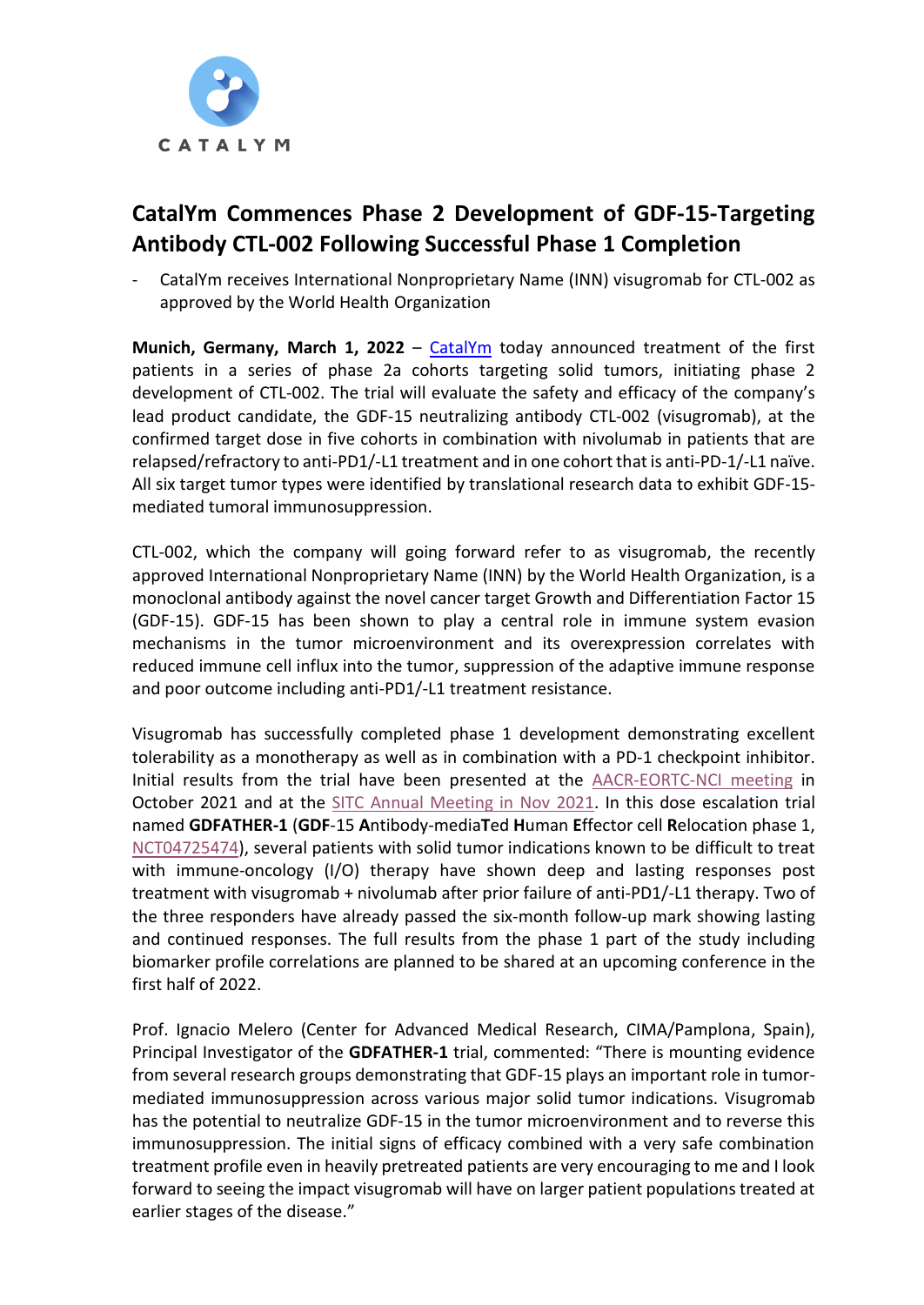CATALYM

# CatalYm Commences Phase 2 Development of GDF-15-Targeting Antibody CTL-002 Following Successful Phase 1 Completion

- CatalYm receives International Nonproprietary Name (INN) visugromab for CTL-002 as approved by the World Health Organization

**Munich, Germany, March 1, 2022** – CatalYm today announced treatment of the first patients in a series of phase 2a cohorts targeting solid tumors, initiating phase 2 development of CTL-002. The trial will evaluate the safety and efficacy of the company's lead product candidate, the GDF-15 neutralizing antibody CTL-002 (visugromab), at the confirmed target dose in five cohorts in combination with nivolumab in patients that are relapsed/refractory to anti-PD1/-L1 treatment and in one cohort that is anti-PD-1/-L1 naïve. All six target tumor types were identified by translational research data to exhibit GDF-15-mediated tumoral immunosuppression.

CTL-002, which the company will going forward refer to as visugromab, the recently approved International Nonproprietary Name (INN) by the World Health Organization, is a monoclonal antibody against the novel cancer target Growth and Differentiation Factor 15 (GDF-15). GDF-15 has been shown to play a central role in immune system evasion mechanisms in the tumor microenvironment and its overexpression correlates with reduced immune cell influx into the tumor, suppression of the adaptive immune response and poor outcome including anti-PD1/-L1 treatment resistance.

Visugromab has successfully completed phase 1 development demonstrating excellent tolerability as a monotherapy as well as in combination with a PD-1 checkpoint inhibitor. Initial results from the trial have been presented at the AACR-EORTC-NCI meeting in October 2021 and at the SITC Annual Meeting in Nov 2021. In this dose escalation trial named **GDFATHER-1** (**GDF**-15 **A**ntibody-media**T**ed **H**uman **E**ffector cell **R**elocation phase 1, NCT04725474), several patients with solid tumor indications known to be difficult to treat with immune-oncology (I/O) therapy have shown deep and lasting responses post treatment with visugromab + nivolumab after prior failure of anti-PD1/-L1 therapy. Two of the three responders have already passed the six-month follow-up mark showing lasting and continued responses. The full results from the phase 1 part of the study including biomarker profile correlations are planned to be shared at an upcoming conference in the first half of 2022.

Prof. Ignacio Melero (Center for Advanced Medical Research, CIMA/Pamplona, Spain), Principal Investigator of the **GDFATHER-1** trial, commented: "There is mounting evidence from several research groups demonstrating that GDF-15 plays an important role in tumor-mediated immunosuppression across various major solid tumor indications. Visugromab has the potential to neutralize GDF-15 in the tumor microenvironment and to reverse this immunosuppression. The initial signs of efficacy combined with a very safe combination treatment profile even in heavily pretreated patients are very encouraging to me and I look forward to seeing the impact visugromab will have on larger patient populations treated at earlier stages of the disease."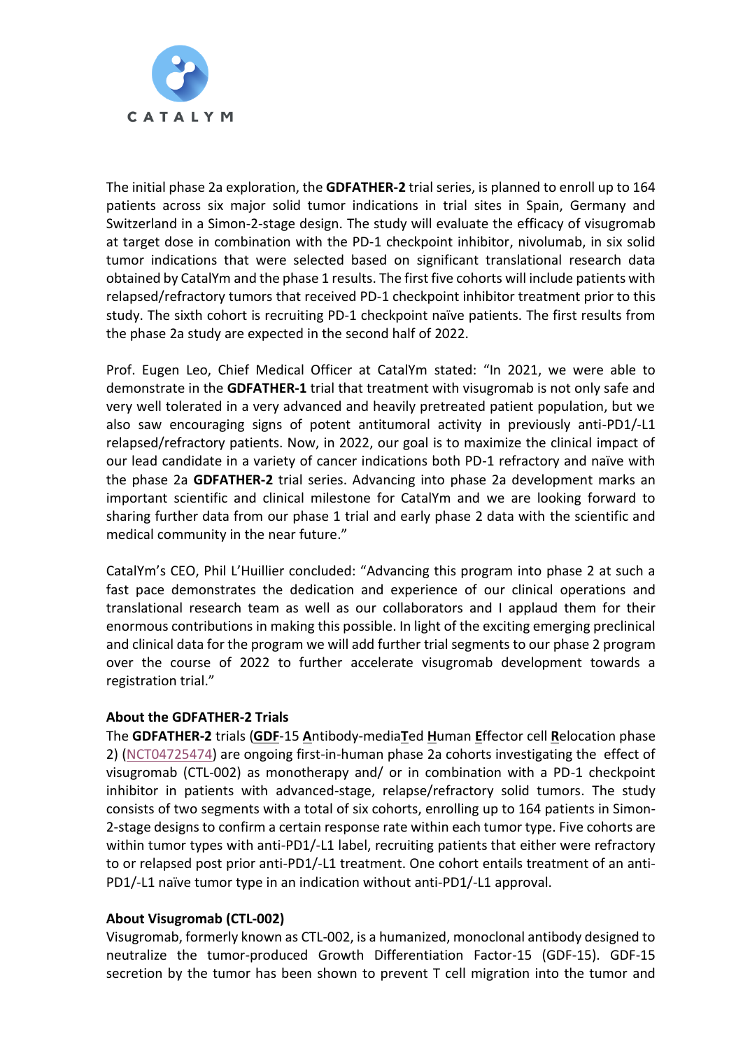The initial phase 2a exploration, the **GDFATHER-2** trial series, is planned to enroll up to 164 patients across six major solid tumor indications in trial sites in Spain, Germany and Switzerland in a Simon-2-stage design. The study will evaluate the efficacy of visugromab at target dose in combination with the PD-1 checkpoint inhibitor, nivolumab, in six solid tumor indications that were selected based on significant translational research data obtained by CatalYm and the phase 1 results. The first five cohorts will include patients with relapsed/refractory tumors that received PD-1 checkpoint inhibitor treatment prior to this study. The sixth cohort is recruiting PD-1 checkpoint naïve patients. The first results from the phase 2a study are expected in the second half of 2022.

Prof. Eugen Leo, Chief Medical Officer at CatalYm stated: "In 2021, we were able to demonstrate in the **GDFATHER-1** trial that treatment with visugromab is not only safe and very well tolerated in a very advanced and heavily pretreated patient population, but we also saw encouraging signs of potent antitumoral activity in previously anti-PD1/-L1 relapsed/refractory patients. Now, in 2022, our goal is to maximize the clinical impact of our lead candidate in a variety of cancer indications both PD-1 refractory and naïve with the phase 2a **GDFATHER-2** trial series. Advancing into phase 2a development marks an important scientific and clinical milestone for CatalYm and we are looking forward to sharing further data from our phase 1 trial and early phase 2 data with the scientific and medical community in the near future."

CatalYm's CEO, Phil L'Huillier concluded: "Advancing this program into phase 2 at such a fast pace demonstrates the dedication and experience of our clinical operations and translational research team as well as our collaborators and I applaud them for their enormous contributions in making this possible. In light of the exciting emerging preclinical and clinical data for the program we will add further trial segments to our phase 2 program over the course of 2022 to further accelerate visugromab development towards a registration trial."

**About the GDFATHER-2 Trials**

The **GDFATHER-2** trials (**GDF**-15 **A**ntibody-media**T**ed **H**uman **E**ffector cell **R**elocation phase 2) (NCT04725474) are ongoing first-in-human phase 2a cohorts investigating the effect of visugromab (CTL-002) as monotherapy and/ or in combination with a PD-1 checkpoint inhibitor in patients with advanced-stage, relapse/refractory solid tumors. The study consists of two segments with a total of six cohorts, enrolling up to 164 patients in Simon-2-stage designs to confirm a certain response rate within each tumor type. Five cohorts are within tumor types with anti-PD1/-L1 label, recruiting patients that either were refractory to or relapsed post prior anti-PD1/-L1 treatment. One cohort entails treatment of an anti-PD1/-L1 naïve tumor type in an indication without anti-PD1/-L1 approval.

**About Visugromab (CTL-002)**

Visugromab, formerly known as CTL-002, is a humanized, monoclonal antibody designed to neutralize the tumor-produced Growth Differentiation Factor-15 (GDF-15). GDF-15 secretion by the tumor has been shown to prevent T cell migration into the tumor and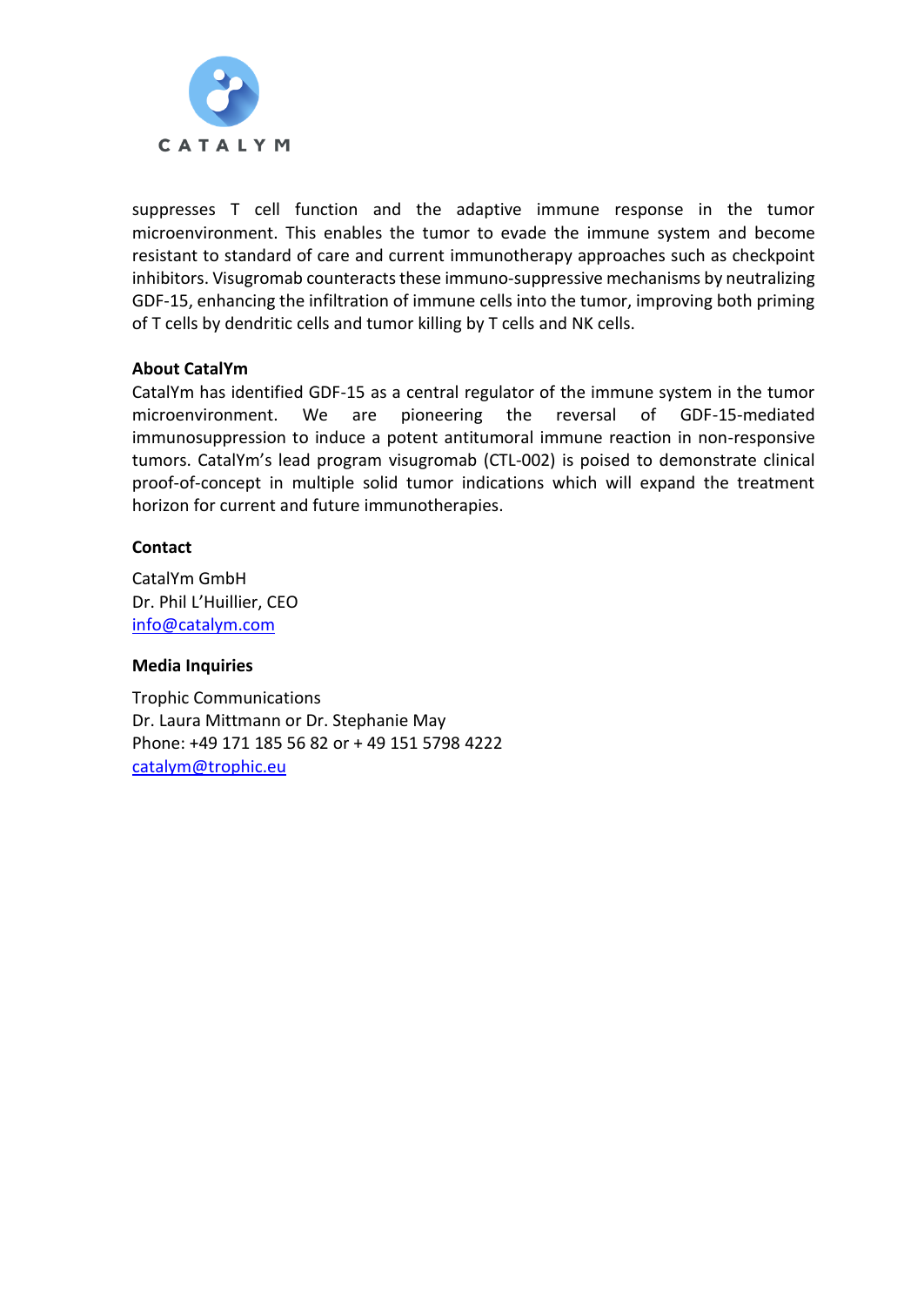suppresses T cell function and the adaptive immune response in the tumor microenvironment. This enables the tumor to evade the immune system and become resistant to standard of care and current immunotherapy approaches such as checkpoint inhibitors. Visugromab counteracts these immuno-suppressive mechanisms by neutralizing GDF-15, enhancing the infiltration of immune cells into the tumor, improving both priming of T cells by dendritic cells and tumor killing by T cells and NK cells.

**About CatalYm**

CatalYm has identified GDF-15 as a central regulator of the immune system in the tumor microenvironment. We are pioneering the reversal of GDF-15-mediated immunosuppression to induce a potent antitumoral immune reaction in non-responsive tumors. CatalYm's lead program visugromab (CTL-002) is poised to demonstrate clinical proof-of-concept in multiple solid tumor indications which will expand the treatment horizon for current and future immunotherapies.

**Contact**

CatalYm GmbH
Dr. Phil L'Huillier, CEO
info@catalym.com

**Media Inquiries**

Trophic Communications
Dr. Laura Mittmann or Dr. Stephanie May
Phone: +49 171 185 56 82 or + 49 151 5798 4222
catalym@trophic.eu